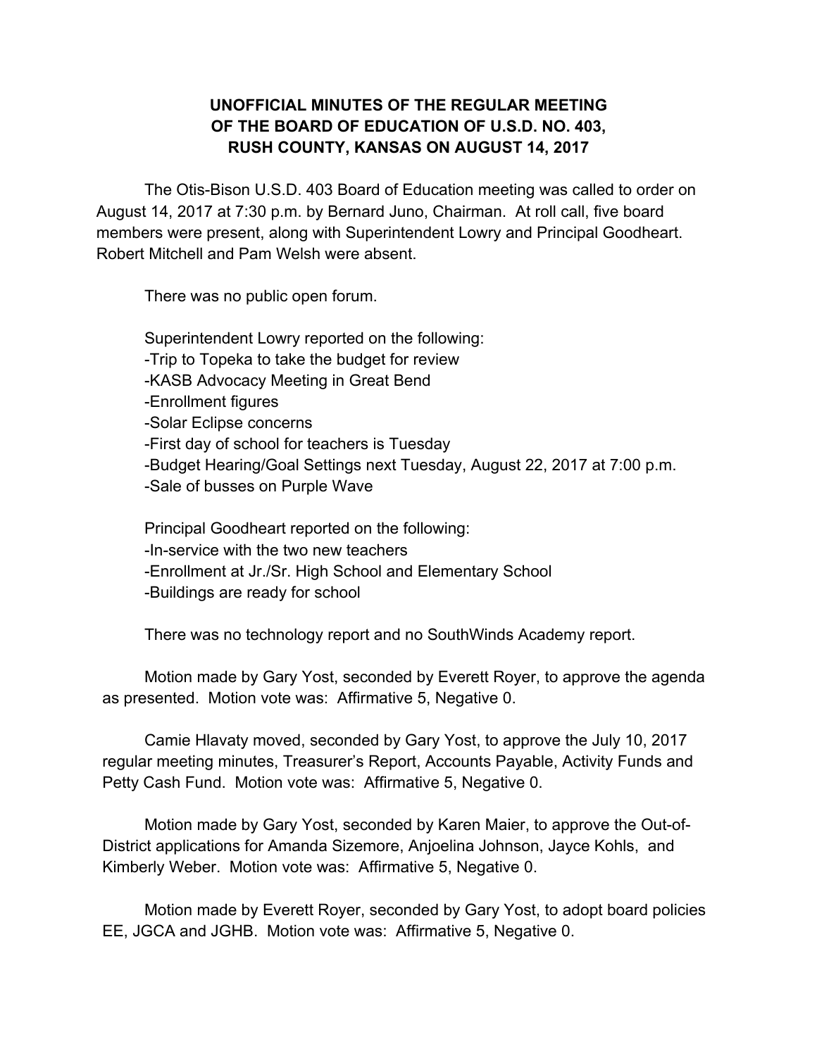# UNOFFICIAL MINUTES OF THE REGULAR MEETING OF THE BOARD OF EDUCATION OF U.S.D. NO. 403, RUSH COUNTY, KANSAS ON AUGUST 14, 2017

The Otis-Bison U.S.D. 403 Board of Education meeting was called to order on August 14, 2017 at 7:30 p.m. by Bernard Juno, Chairman. At roll call, five board members were present, along with Superintendent Lowry and Principal Goodheart. Robert Mitchell and Pam Welsh were absent.

There was no public open forum.

Superintendent Lowry reported on the following:
-Trip to Topeka to take the budget for review
-KASB Advocacy Meeting in Great Bend
-Enrollment figures
-Solar Eclipse concerns
-First day of school for teachers is Tuesday
-Budget Hearing/Goal Settings next Tuesday, August 22, 2017 at 7:00 p.m.
-Sale of busses on Purple Wave

Principal Goodheart reported on the following:
-In-service with the two new teachers
-Enrollment at Jr./Sr. High School and Elementary School
-Buildings are ready for school

There was no technology report and no SouthWinds Academy report.

Motion made by Gary Yost, seconded by Everett Royer, to approve the agenda as presented. Motion vote was: Affirmative 5, Negative 0.

Camie Hlavaty moved, seconded by Gary Yost, to approve the July 10, 2017 regular meeting minutes, Treasurer's Report, Accounts Payable, Activity Funds and Petty Cash Fund. Motion vote was: Affirmative 5, Negative 0.

Motion made by Gary Yost, seconded by Karen Maier, to approve the Out-of-District applications for Amanda Sizemore, Anjoelina Johnson, Jayce Kohls, and Kimberly Weber. Motion vote was: Affirmative 5, Negative 0.

Motion made by Everett Royer, seconded by Gary Yost, to adopt board policies EE, JGCA and JGHB. Motion vote was: Affirmative 5, Negative 0.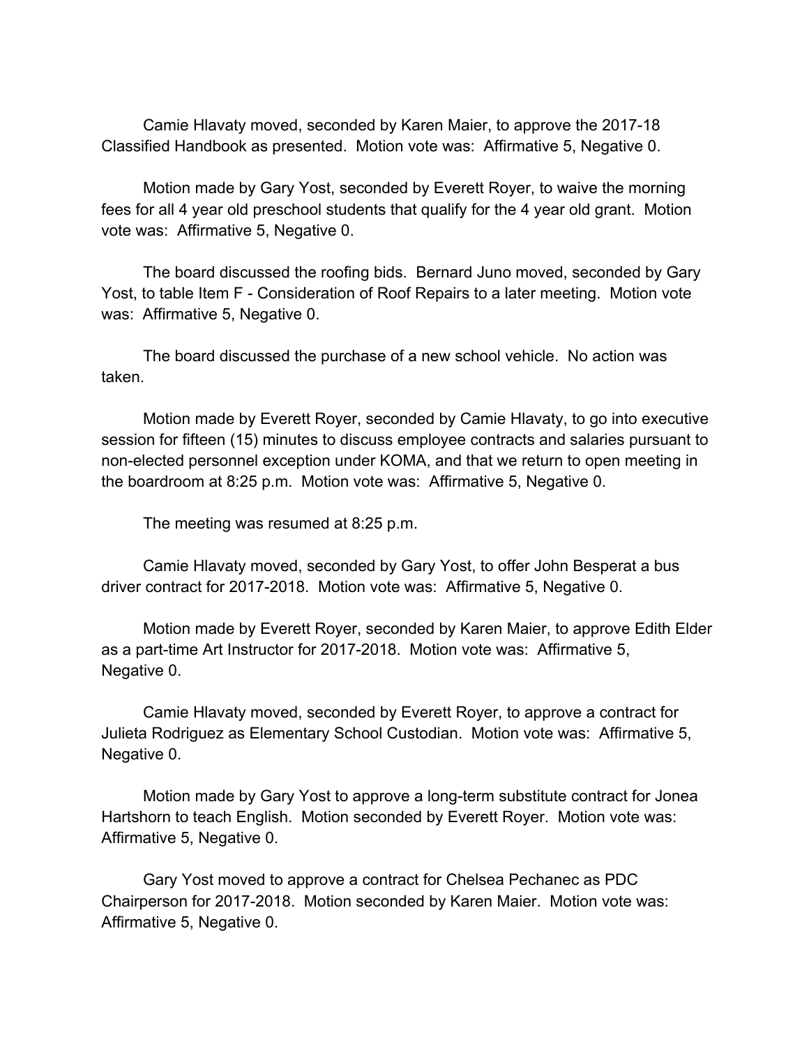Camie Hlavaty moved, seconded by Karen Maier, to approve the 2017-18 Classified Handbook as presented. Motion vote was: Affirmative 5, Negative 0.

Motion made by Gary Yost, seconded by Everett Royer, to waive the morning fees for all 4 year old preschool students that qualify for the 4 year old grant. Motion vote was: Affirmative 5, Negative 0.

The board discussed the roofing bids. Bernard Juno moved, seconded by Gary Yost, to table Item F - Consideration of Roof Repairs to a later meeting. Motion vote was: Affirmative 5, Negative 0.

The board discussed the purchase of a new school vehicle. No action was taken.

Motion made by Everett Royer, seconded by Camie Hlavaty, to go into executive session for fifteen (15) minutes to discuss employee contracts and salaries pursuant to non-elected personnel exception under KOMA, and that we return to open meeting in the boardroom at 8:25 p.m. Motion vote was: Affirmative 5, Negative 0.

The meeting was resumed at 8:25 p.m.

Camie Hlavaty moved, seconded by Gary Yost, to offer John Besperat a bus driver contract for 2017-2018. Motion vote was: Affirmative 5, Negative 0.

Motion made by Everett Royer, seconded by Karen Maier, to approve Edith Elder as a part-time Art Instructor for 2017-2018. Motion vote was: Affirmative 5, Negative 0.

Camie Hlavaty moved, seconded by Everett Royer, to approve a contract for Julieta Rodriguez as Elementary School Custodian. Motion vote was: Affirmative 5, Negative 0.

Motion made by Gary Yost to approve a long-term substitute contract for Jonea Hartshorn to teach English. Motion seconded by Everett Royer. Motion vote was: Affirmative 5, Negative 0.

Gary Yost moved to approve a contract for Chelsea Pechanec as PDC Chairperson for 2017-2018. Motion seconded by Karen Maier. Motion vote was: Affirmative 5, Negative 0.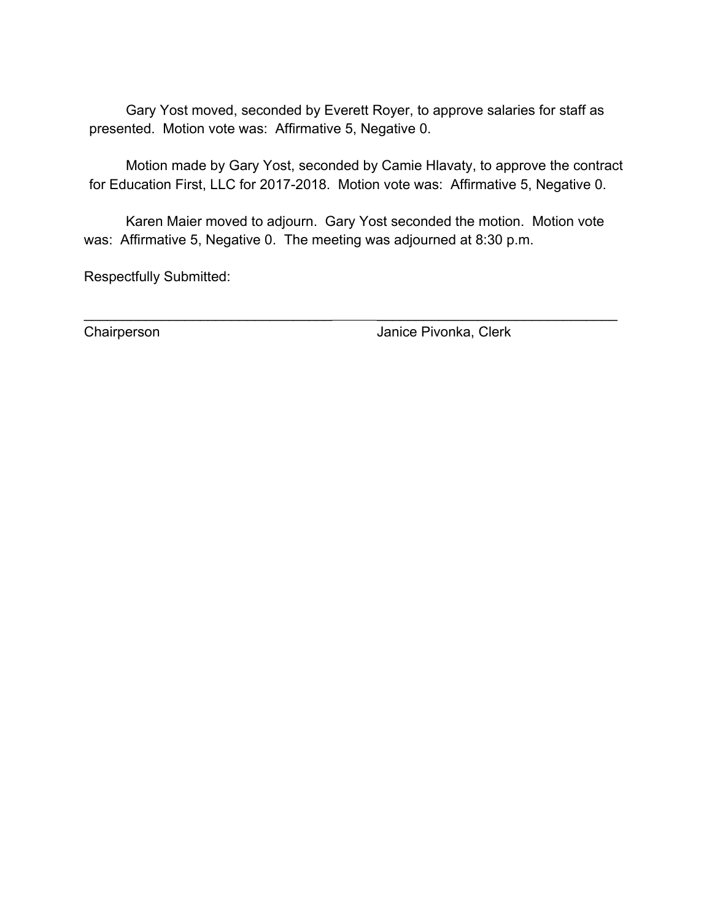Gary Yost moved, seconded by Everett Royer, to approve salaries for staff as presented. Motion vote was: Affirmative 5, Negative 0.

Motion made by Gary Yost, seconded by Camie Hlavaty, to approve the contract for Education First, LLC for 2017-2018. Motion vote was: Affirmative 5, Negative 0.

Karen Maier moved to adjourn. Gary Yost seconded the motion. Motion vote was: Affirmative 5, Negative 0. The meeting was adjourned at 8:30 p.m.

Respectfully Submitted:

| | |
|---|---|
| ______________________________ | ______________________________ |
| Chairperson | Janice Pivonka, Clerk |